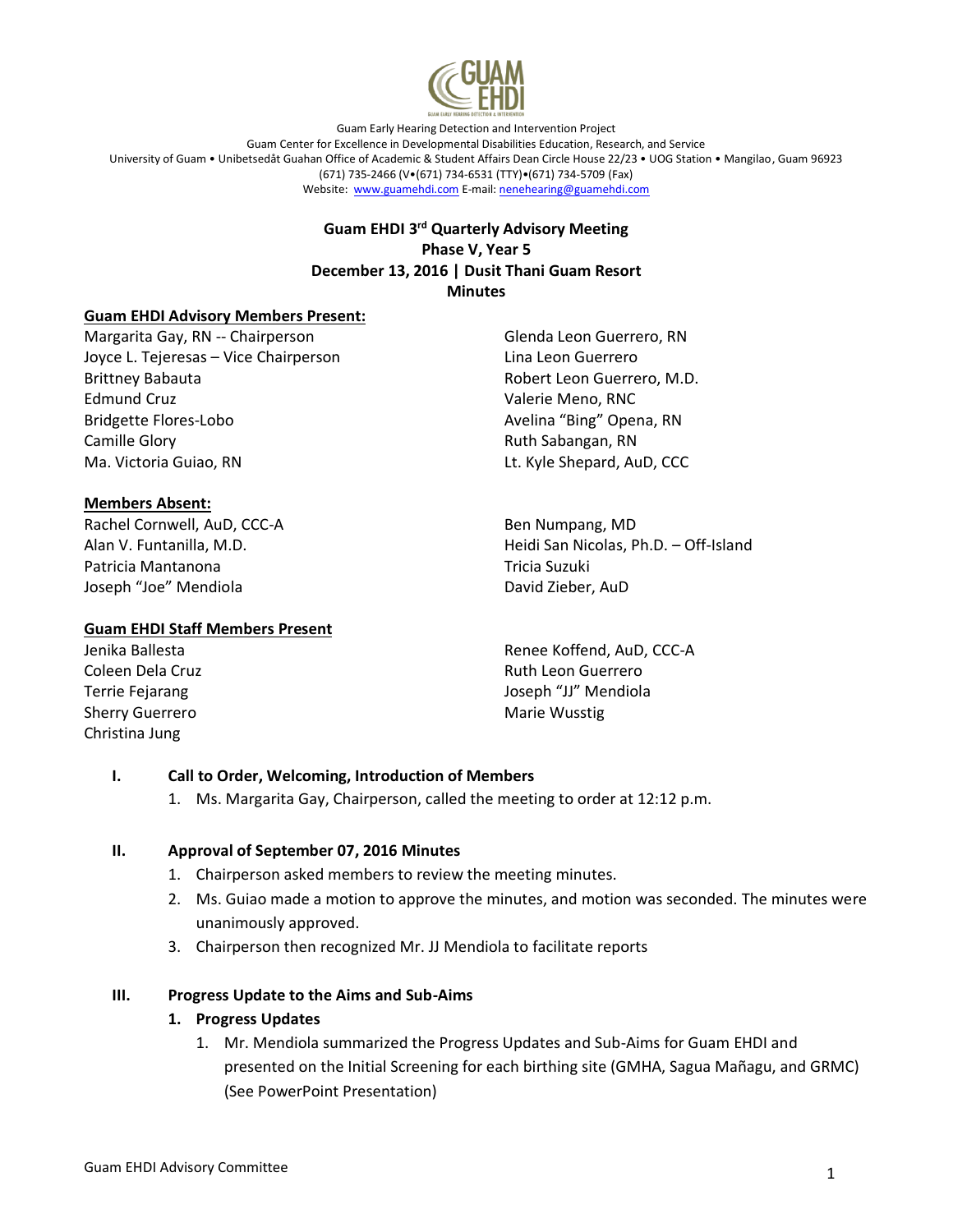Guam Early Hearing Detection and Intervention Project
Guam Center for Excellence in Developmental Disabilities Education, Research, and Service
University of Guam • Unibetsedåt Guahan Office of Academic & Student Affairs Dean Circle House 22/23 • UOG Station • Mangilao, Guam 96923
(671) 735-2466 (V•(671) 734-6531 (TTY)•(671) 734-5709 (Fax)
Website: www.guamehdi.com E-mail: nenehearing@guamehdi.com

**Guam EHDI 3rd Quarterly Advisory Meeting**
**Phase V, Year 5**
**December 13, 2016 | Dusit Thani Guam Resort**
**Minutes**

**Guam EHDI Advisory Members Present:**

Margarita Gay, RN -- Chairperson
Joyce L. Tejeresas – Vice Chairperson
Brittney Babauta
Edmund Cruz
Bridgette Flores-Lobo
Camille Glory
Ma. Victoria Guiao, RN
Glenda Leon Guerrero, RN
Lina Leon Guerrero
Robert Leon Guerrero, M.D.
Valerie Meno, RNC
Avelina "Bing" Opena, RN
Ruth Sabangan, RN
Lt. Kyle Shepard, AuD, CCC

**Members Absent:**

Rachel Cornwell, AuD, CCC-A
Alan V. Funtanilla, M.D.
Patricia Mantanona
Joseph "Joe" Mendiola
Ben Numpang, MD
Heidi San Nicolas, Ph.D. – Off-Island
Tricia Suzuki
David Zieber, AuD

**Guam EHDI Staff Members Present**

Jenika Ballesta
Coleen Dela Cruz
Terrie Fejarang
Sherry Guerrero
Christina Jung
Renee Koffend, AuD, CCC-A
Ruth Leon Guerrero
Joseph "JJ" Mendiola
Marie Wusstig

## I. Call to Order, Welcoming, Introduction of Members

1. Ms. Margarita Gay, Chairperson, called the meeting to order at 12:12 p.m.

## II. Approval of September 07, 2016 Minutes

1. Chairperson asked members to review the meeting minutes.
2. Ms. Guiao made a motion to approve the minutes, and motion was seconded. The minutes were unanimously approved.
3. Chairperson then recognized Mr. JJ Mendiola to facilitate reports

## III. Progress Update to the Aims and Sub-Aims

### 1. Progress Updates

1. Mr. Mendiola summarized the Progress Updates and Sub-Aims for Guam EHDI and presented on the Initial Screening for each birthing site (GMHA, Sagua Mañagu, and GRMC) (See PowerPoint Presentation)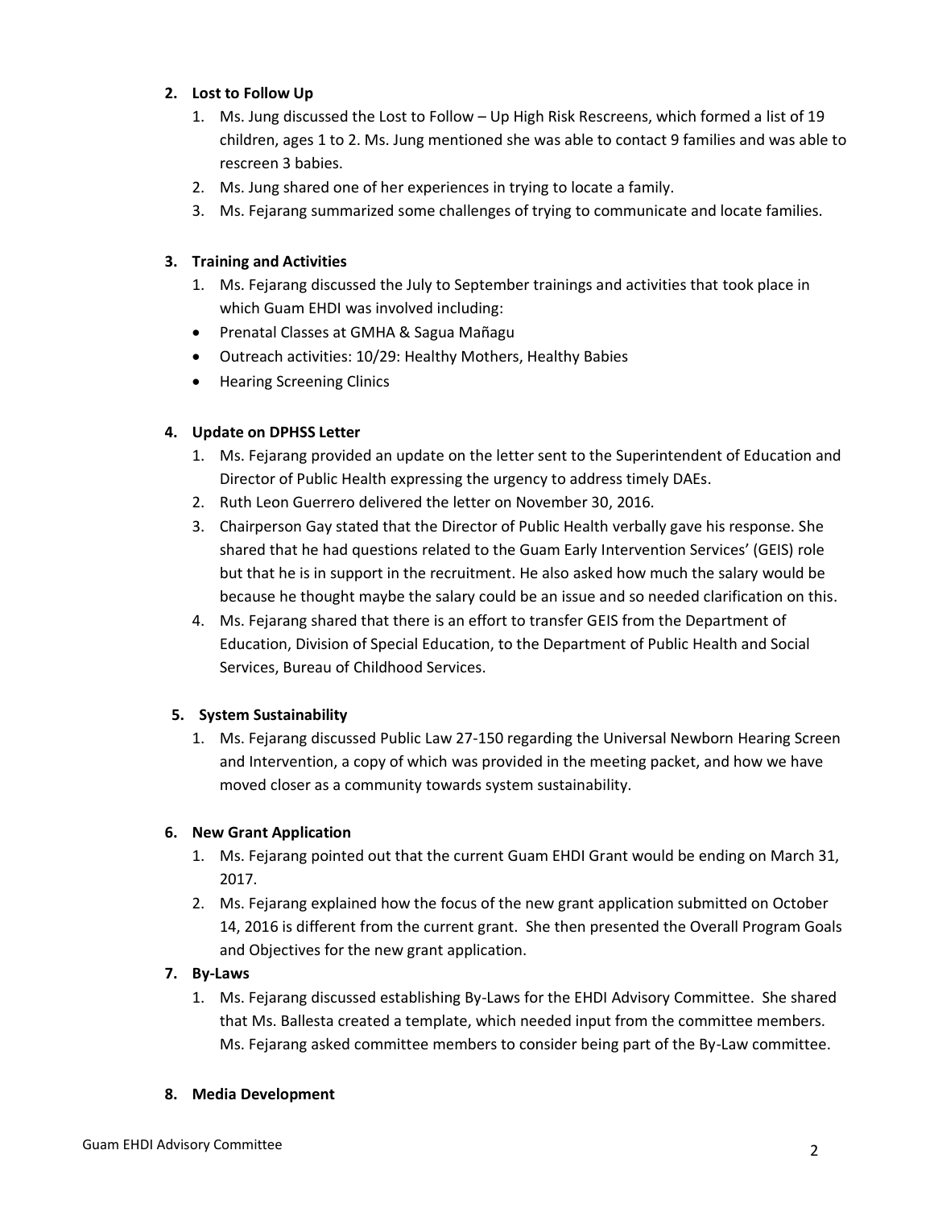2. **Lost to Follow Up**
   1. Ms. Jung discussed the Lost to Follow – Up High Risk Rescreens, which formed a list of 19 children, ages 1 to 2. Ms. Jung mentioned she was able to contact 9 families and was able to rescreen 3 babies.
   2. Ms. Jung shared one of her experiences in trying to locate a family.
   3. Ms. Fejarang summarized some challenges of trying to communicate and locate families.

3. **Training and Activities**
   1. Ms. Fejarang discussed the July to September trainings and activities that took place in which Guam EHDI was involved including:
   - Prenatal Classes at GMHA & Sagua Mañagu
   - Outreach activities: 10/29: Healthy Mothers, Healthy Babies
   - Hearing Screening Clinics

4. **Update on DPHSS Letter**
   1. Ms. Fejarang provided an update on the letter sent to the Superintendent of Education and Director of Public Health expressing the urgency to address timely DAEs.
   2. Ruth Leon Guerrero delivered the letter on November 30, 2016.
   3. Chairperson Gay stated that the Director of Public Health verbally gave his response. She shared that he had questions related to the Guam Early Intervention Services' (GEIS) role but that he is in support in the recruitment. He also asked how much the salary would be because he thought maybe the salary could be an issue and so needed clarification on this.
   4. Ms. Fejarang shared that there is an effort to transfer GEIS from the Department of Education, Division of Special Education, to the Department of Public Health and Social Services, Bureau of Childhood Services.

5. **System Sustainability**
   1. Ms. Fejarang discussed Public Law 27-150 regarding the Universal Newborn Hearing Screen and Intervention, a copy of which was provided in the meeting packet, and how we have moved closer as a community towards system sustainability.

6. **New Grant Application**
   1. Ms. Fejarang pointed out that the current Guam EHDI Grant would be ending on March 31, 2017.
   2. Ms. Fejarang explained how the focus of the new grant application submitted on October 14, 2016 is different from the current grant. She then presented the Overall Program Goals and Objectives for the new grant application.

7. **By-Laws**
   1. Ms. Fejarang discussed establishing By-Laws for the EHDI Advisory Committee. She shared that Ms. Ballesta created a template, which needed input from the committee members. Ms. Fejarang asked committee members to consider being part of the By-Law committee.

8. **Media Development**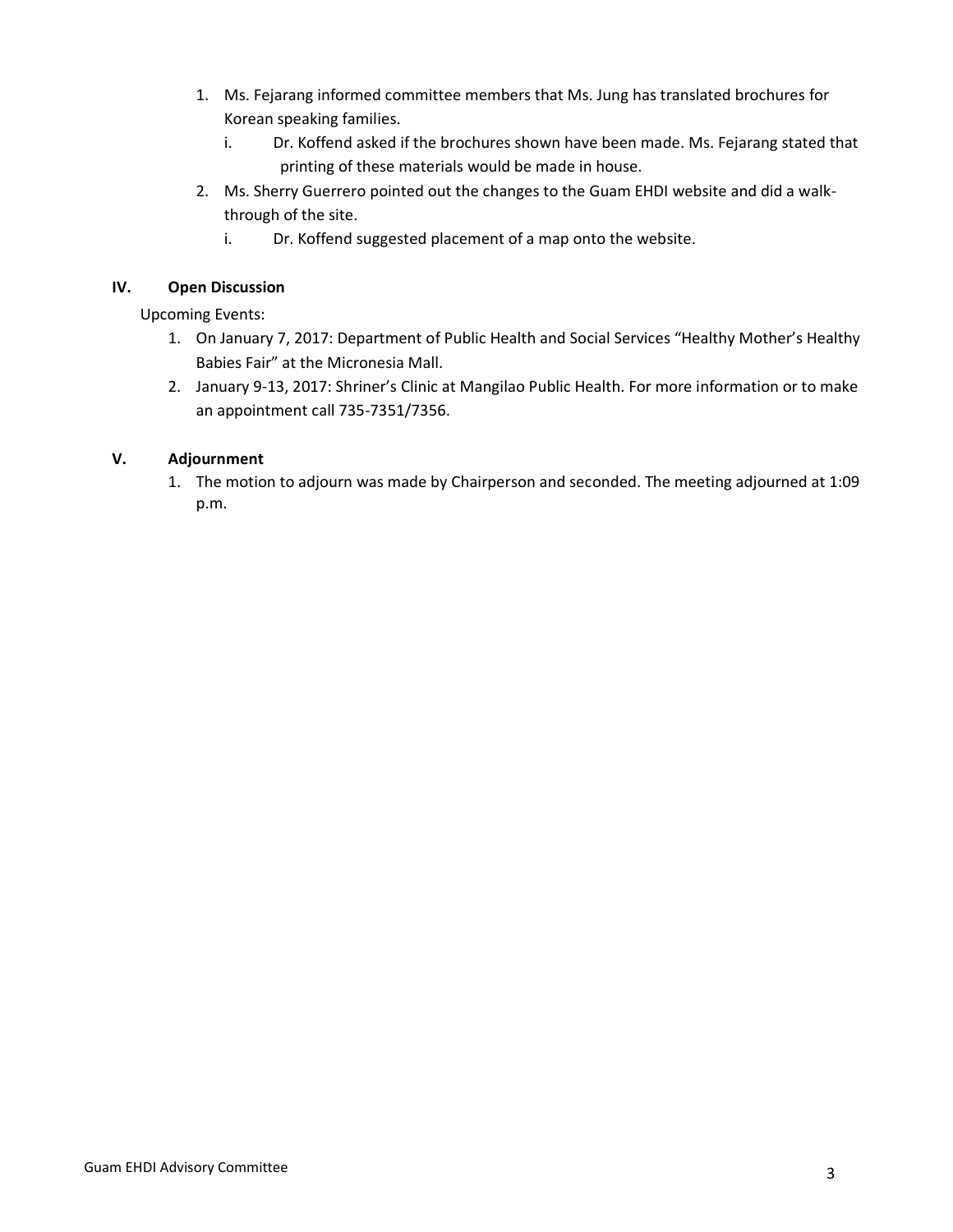1. Ms. Fejarang informed committee members that Ms. Jung has translated brochures for Korean speaking families.
   i. Dr. Koffend asked if the brochures shown have been made. Ms. Fejarang stated that printing of these materials would be made in house.
2. Ms. Sherry Guerrero pointed out the changes to the Guam EHDI website and did a walk-through of the site.
   i. Dr. Koffend suggested placement of a map onto the website.

## IV. Open Discussion

Upcoming Events:

1. On January 7, 2017: Department of Public Health and Social Services "Healthy Mother's Healthy Babies Fair" at the Micronesia Mall.
2. January 9-13, 2017: Shriner's Clinic at Mangilao Public Health. For more information or to make an appointment call 735-7351/7356.

## V. Adjournment

1. The motion to adjourn was made by Chairperson and seconded. The meeting adjourned at 1:09 p.m.